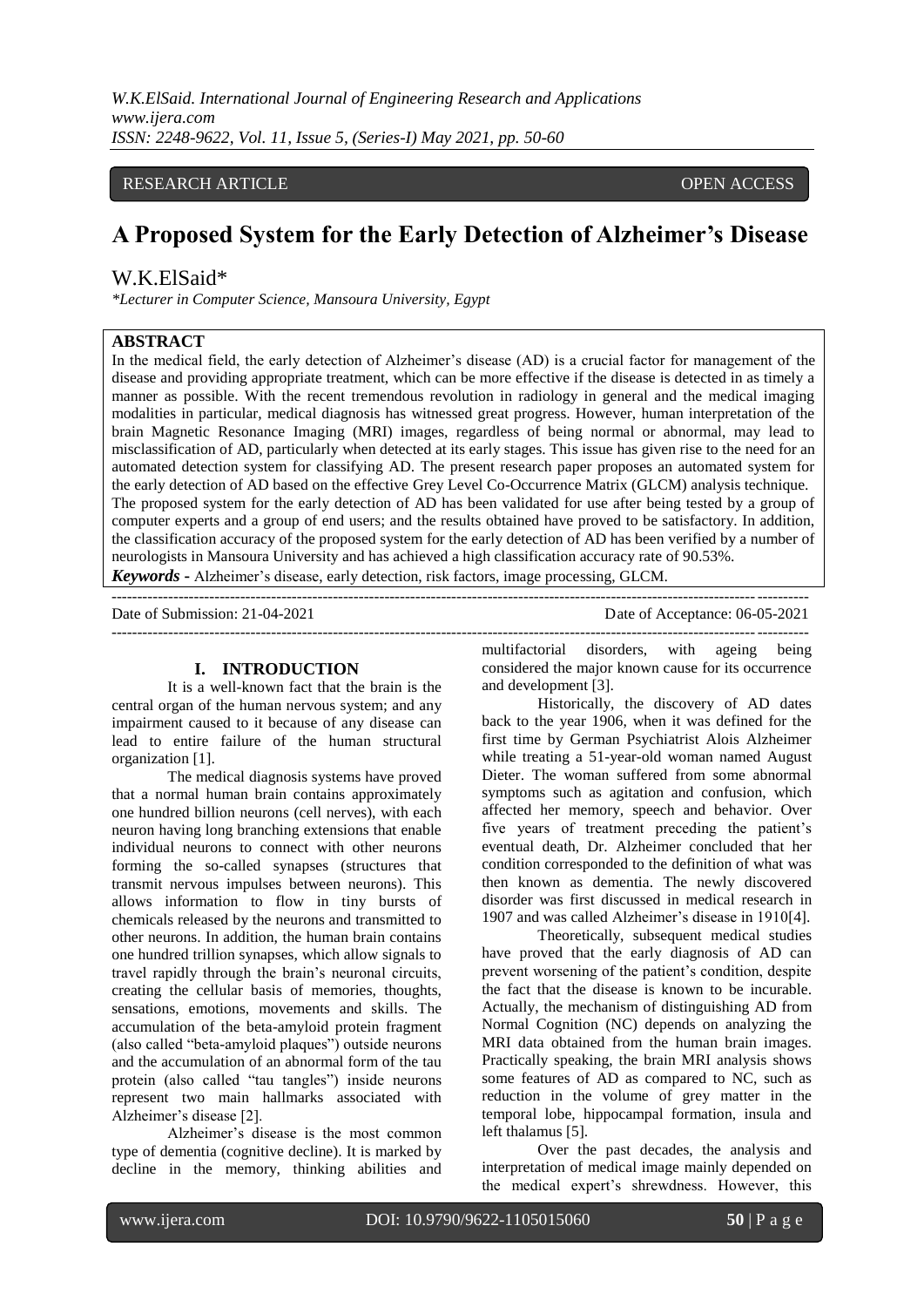RESEARCH ARTICLE OPEN ACCESS

# A Proposed System for the Early Detection of Alzheimer's Disease

W.K.ElSaid*

*Lecturer in Computer Science, Mansoura University, Egypt*

## ABSTRACT

In the medical field, the early detection of Alzheimer's disease (AD) is a crucial factor for management of the disease and providing appropriate treatment, which can be more effective if the disease is detected in as timely a manner as possible. With the recent tremendous revolution in radiology in general and the medical imaging modalities in particular, medical diagnosis has witnessed great progress. However, human interpretation of the brain Magnetic Resonance Imaging (MRI) images, regardless of being normal or abnormal, may lead to misclassification of AD, particularly when detected at its early stages. This issue has given rise to the need for an automated detection system for classifying AD. The present research paper proposes an automated system for the early detection of AD based on the effective Grey Level Co-Occurrence Matrix (GLCM) analysis technique. The proposed system for the early detection of AD has been validated for use after being tested by a group of computer experts and a group of end users; and the results obtained have proved to be satisfactory. In addition, the classification accuracy of the proposed system for the early detection of AD has been verified by a number of neurologists in Mansoura University and has achieved a high classification accuracy rate of 90.53%.

***Keywords -*** Alzheimer's disease, early detection, risk factors, image processing, GLCM.

---

Date of Submission: 21-04-2021 Date of Acceptance: 06-05-2021

---

## I. INTRODUCTION

It is a well-known fact that the brain is the central organ of the human nervous system; and any impairment caused to it because of any disease can lead to entire failure of the human structural organization [1].

The medical diagnosis systems have proved that a normal human brain contains approximately one hundred billion neurons (cell nerves), with each neuron having long branching extensions that enable individual neurons to connect with other neurons forming the so-called synapses (structures that transmit nervous impulses between neurons). This allows information to flow in tiny bursts of chemicals released by the neurons and transmitted to other neurons. In addition, the human brain contains one hundred trillion synapses, which allow signals to travel rapidly through the brain's neuronal circuits, creating the cellular basis of memories, thoughts, sensations, emotions, movements and skills. The accumulation of the beta-amyloid protein fragment (also called "beta-amyloid plaques") outside neurons and the accumulation of an abnormal form of the tau protein (also called "tau tangles") inside neurons represent two main hallmarks associated with Alzheimer's disease [2].

Alzheimer's disease is the most common type of dementia (cognitive decline). It is marked by decline in the memory, thinking abilities and multifactorial disorders, with ageing being considered the major known cause for its occurrence and development [3].

Historically, the discovery of AD dates back to the year 1906, when it was defined for the first time by German Psychiatrist Alois Alzheimer while treating a 51-year-old woman named August Dieter. The woman suffered from some abnormal symptoms such as agitation and confusion, which affected her memory, speech and behavior. Over five years of treatment preceding the patient's eventual death, Dr. Alzheimer concluded that her condition corresponded to the definition of what was then known as dementia. The newly discovered disorder was first discussed in medical research in 1907 and was called Alzheimer's disease in 1910[4].

Theoretically, subsequent medical studies have proved that the early diagnosis of AD can prevent worsening of the patient's condition, despite the fact that the disease is known to be incurable. Actually, the mechanism of distinguishing AD from Normal Cognition (NC) depends on analyzing the MRI data obtained from the human brain images. Practically speaking, the brain MRI analysis shows some features of AD as compared to NC, such as reduction in the volume of grey matter in the temporal lobe, hippocampal formation, insula and left thalamus [5].

Over the past decades, the analysis and interpretation of medical image mainly depended on the medical expert's shrewdness. However, this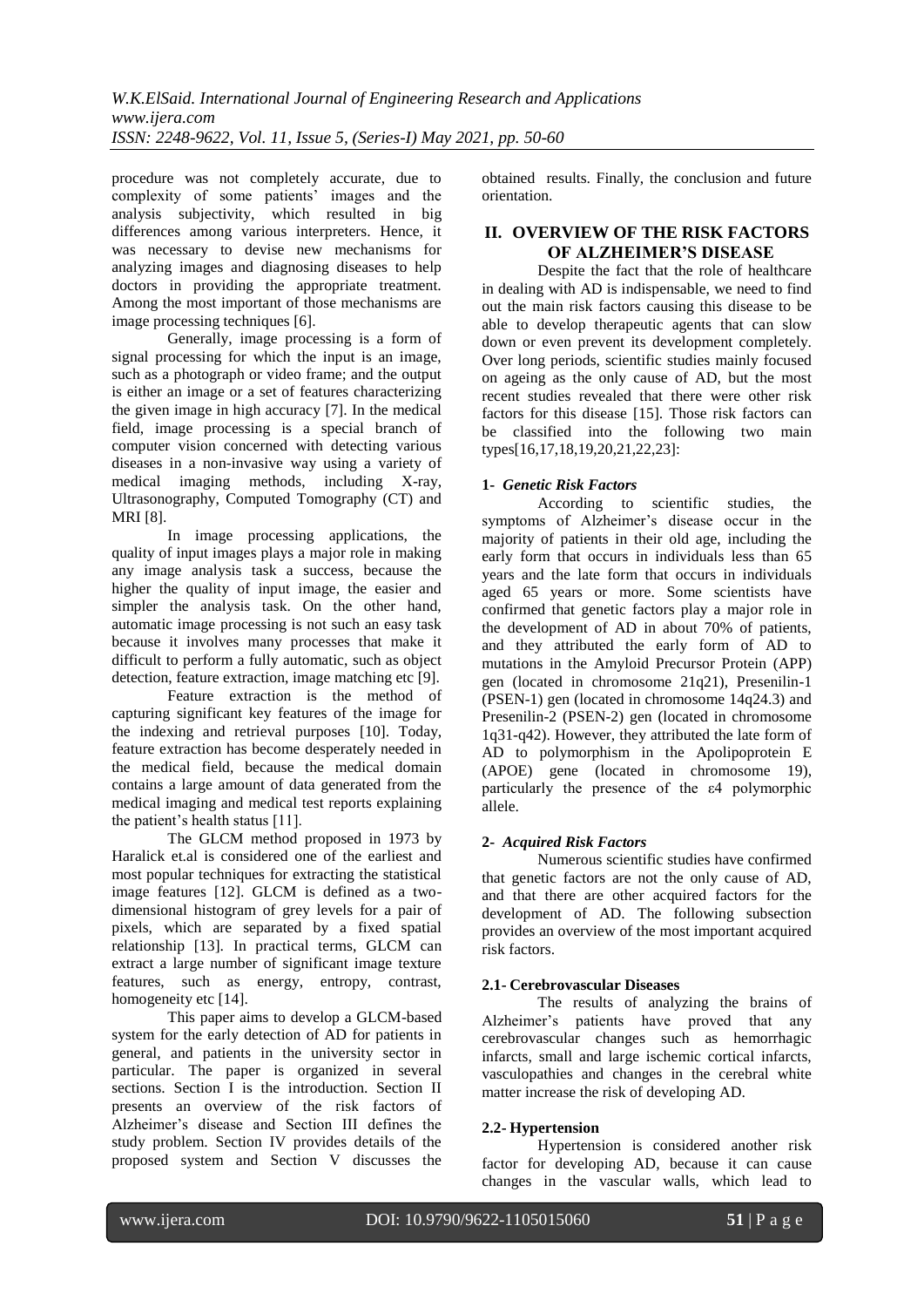procedure was not completely accurate, due to complexity of some patients' images and the analysis subjectivity, which resulted in big differences among various interpreters. Hence, it was necessary to devise new mechanisms for analyzing images and diagnosing diseases to help doctors in providing the appropriate treatment. Among the most important of those mechanisms are image processing techniques [6].

Generally, image processing is a form of signal processing for which the input is an image, such as a photograph or video frame; and the output is either an image or a set of features characterizing the given image in high accuracy [7]. In the medical field, image processing is a special branch of computer vision concerned with detecting various diseases in a non-invasive way using a variety of medical imaging methods, including X-ray, Ultrasonography, Computed Tomography (CT) and MRI [8].

In image processing applications, the quality of input images plays a major role in making any image analysis task a success, because the higher the quality of input image, the easier and simpler the analysis task. On the other hand, automatic image processing is not such an easy task because it involves many processes that make it difficult to perform a fully automatic, such as object detection, feature extraction, image matching etc [9].

Feature extraction is the method of capturing significant key features of the image for the indexing and retrieval purposes [10]. Today, feature extraction has become desperately needed in the medical field, because the medical domain contains a large amount of data generated from the medical imaging and medical test reports explaining the patient's health status [11].

The GLCM method proposed in 1973 by Haralick et.al is considered one of the earliest and most popular techniques for extracting the statistical image features [12]. GLCM is defined as a two-dimensional histogram of grey levels for a pair of pixels, which are separated by a fixed spatial relationship [13]. In practical terms, GLCM can extract a large number of significant image texture features, such as energy, entropy, contrast, homogeneity etc [14].

This paper aims to develop a GLCM-based system for the early detection of AD for patients in general, and patients in the university sector in particular. The paper is organized in several sections. Section I is the introduction. Section II presents an overview of the risk factors of Alzheimer's disease and Section III defines the study problem. Section IV provides details of the proposed system and Section V discusses the obtained results. Finally, the conclusion and future orientation.

## II. OVERVIEW OF THE RISK FACTORS OF ALZHEIMER'S DISEASE

Despite the fact that the role of healthcare in dealing with AD is indispensable, we need to find out the main risk factors causing this disease to be able to develop therapeutic agents that can slow down or even prevent its development completely. Over long periods, scientific studies mainly focused on ageing as the only cause of AD, but the most recent studies revealed that there were other risk factors for this disease [15]. Those risk factors can be classified into the following two main types[16,17,18,19,20,21,22,23]:

### 1- *Genetic Risk Factors*

According to scientific studies, the symptoms of Alzheimer's disease occur in the majority of patients in their old age, including the early form that occurs in individuals less than 65 years and the late form that occurs in individuals aged 65 years or more. Some scientists have confirmed that genetic factors play a major role in the development of AD in about 70% of patients, and they attributed the early form of AD to mutations in the Amyloid Precursor Protein (APP) gen (located in chromosome 21q21), Presenilin-1 (PSEN-1) gen (located in chromosome 14q24.3) and Presenilin-2 (PSEN-2) gen (located in chromosome 1q31-q42). However, they attributed the late form of AD to polymorphism in the Apolipoprotein E (APOE) gene (located in chromosome 19), particularly the presence of the ε4 polymorphic allele.

### 2- *Acquired Risk Factors*

Numerous scientific studies have confirmed that genetic factors are not the only cause of AD, and that there are other acquired factors for the development of AD. The following subsection provides an overview of the most important acquired risk factors.

#### 2.1- Cerebrovascular Diseases

The results of analyzing the brains of Alzheimer's patients have proved that any cerebrovascular changes such as hemorrhagic infarcts, small and large ischemic cortical infarcts, vasculopathies and changes in the cerebral white matter increase the risk of developing AD.

#### 2.2- Hypertension

Hypertension is considered another risk factor for developing AD, because it can cause changes in the vascular walls, which lead to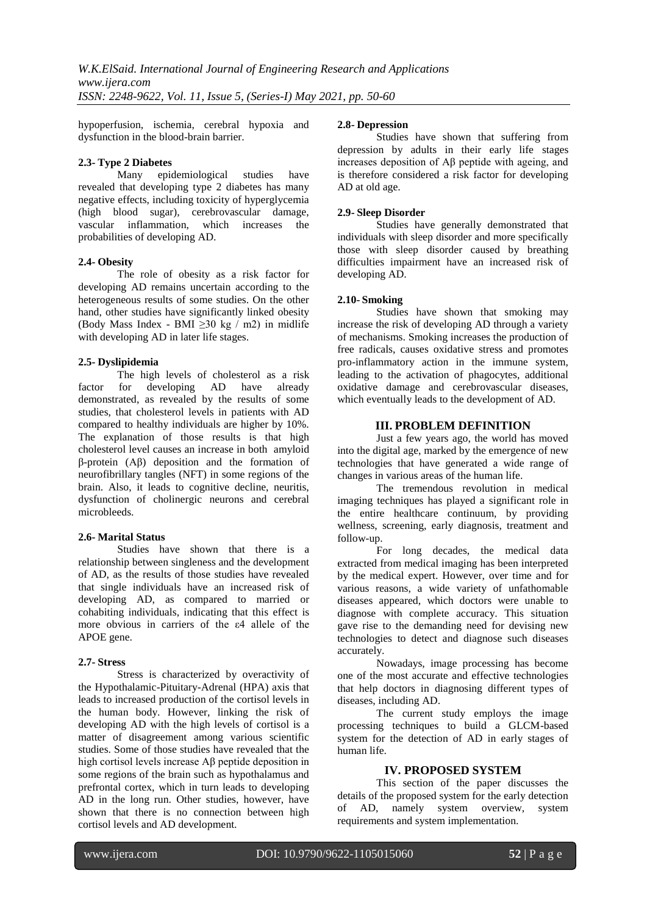hypoperfusion, ischemia, cerebral hypoxia and dysfunction in the blood-brain barrier.

### 2.3- Type 2 Diabetes

Many epidemiological studies have revealed that developing type 2 diabetes has many negative effects, including toxicity of hyperglycemia (high blood sugar), cerebrovascular damage, vascular inflammation, which increases the probabilities of developing AD.

### 2.4- Obesity

The role of obesity as a risk factor for developing AD remains uncertain according to the heterogeneous results of some studies. On the other hand, other studies have significantly linked obesity (Body Mass Index - BMI $\geq 30$ kg / m2) in midlife with developing AD in later life stages.

### 2.5- Dyslipidemia

The high levels of cholesterol as a risk factor for developing AD have already demonstrated, as revealed by the results of some studies, that cholesterol levels in patients with AD compared to healthy individuals are higher by 10%. The explanation of those results is that high cholesterol level causes an increase in both amyloid β-protein (Aβ) deposition and the formation of neurofibrillary tangles (NFT) in some regions of the brain. Also, it leads to cognitive decline, neuritis, dysfunction of cholinergic neurons and cerebral microbleeds.

### 2.6- Marital Status

Studies have shown that there is a relationship between singleness and the development of AD, as the results of those studies have revealed that single individuals have an increased risk of developing AD, as compared to married or cohabiting individuals, indicating that this effect is more obvious in carriers of the ε4 allele of the APOE gene.

### 2.7- Stress

Stress is characterized by overactivity of the Hypothalamic-Pituitary-Adrenal (HPA) axis that leads to increased production of the cortisol levels in the human body. However, linking the risk of developing AD with the high levels of cortisol is a matter of disagreement among various scientific studies. Some of those studies have revealed that the high cortisol levels increase Aβ peptide deposition in some regions of the brain such as hypothalamus and prefrontal cortex, which in turn leads to developing AD in the long run. Other studies, however, have shown that there is no connection between high cortisol levels and AD development.

### 2.8- Depression

Studies have shown that suffering from depression by adults in their early life stages increases deposition of Aβ peptide with ageing, and is therefore considered a risk factor for developing AD at old age.

### 2.9- Sleep Disorder

Studies have generally demonstrated that individuals with sleep disorder and more specifically those with sleep disorder caused by breathing difficulties impairment have an increased risk of developing AD.

### 2.10- Smoking

Studies have shown that smoking may increase the risk of developing AD through a variety of mechanisms. Smoking increases the production of free radicals, causes oxidative stress and promotes pro-inflammatory action in the immune system, leading to the activation of phagocytes, additional oxidative damage and cerebrovascular diseases, which eventually leads to the development of AD.

## III. PROBLEM DEFINITION

Just a few years ago, the world has moved into the digital age, marked by the emergence of new technologies that have generated a wide range of changes in various areas of the human life.

The tremendous revolution in medical imaging techniques has played a significant role in the entire healthcare continuum, by providing wellness, screening, early diagnosis, treatment and follow-up.

For long decades, the medical data extracted from medical imaging has been interpreted by the medical expert. However, over time and for various reasons, a wide variety of unfathomable diseases appeared, which doctors were unable to diagnose with complete accuracy. This situation gave rise to the demanding need for devising new technologies to detect and diagnose such diseases accurately.

Nowadays, image processing has become one of the most accurate and effective technologies that help doctors in diagnosing different types of diseases, including AD.

The current study employs the image processing techniques to build a GLCM-based system for the detection of AD in early stages of human life.

## IV. PROPOSED SYSTEM

This section of the paper discusses the details of the proposed system for the early detection of AD, namely system overview, system requirements and system implementation.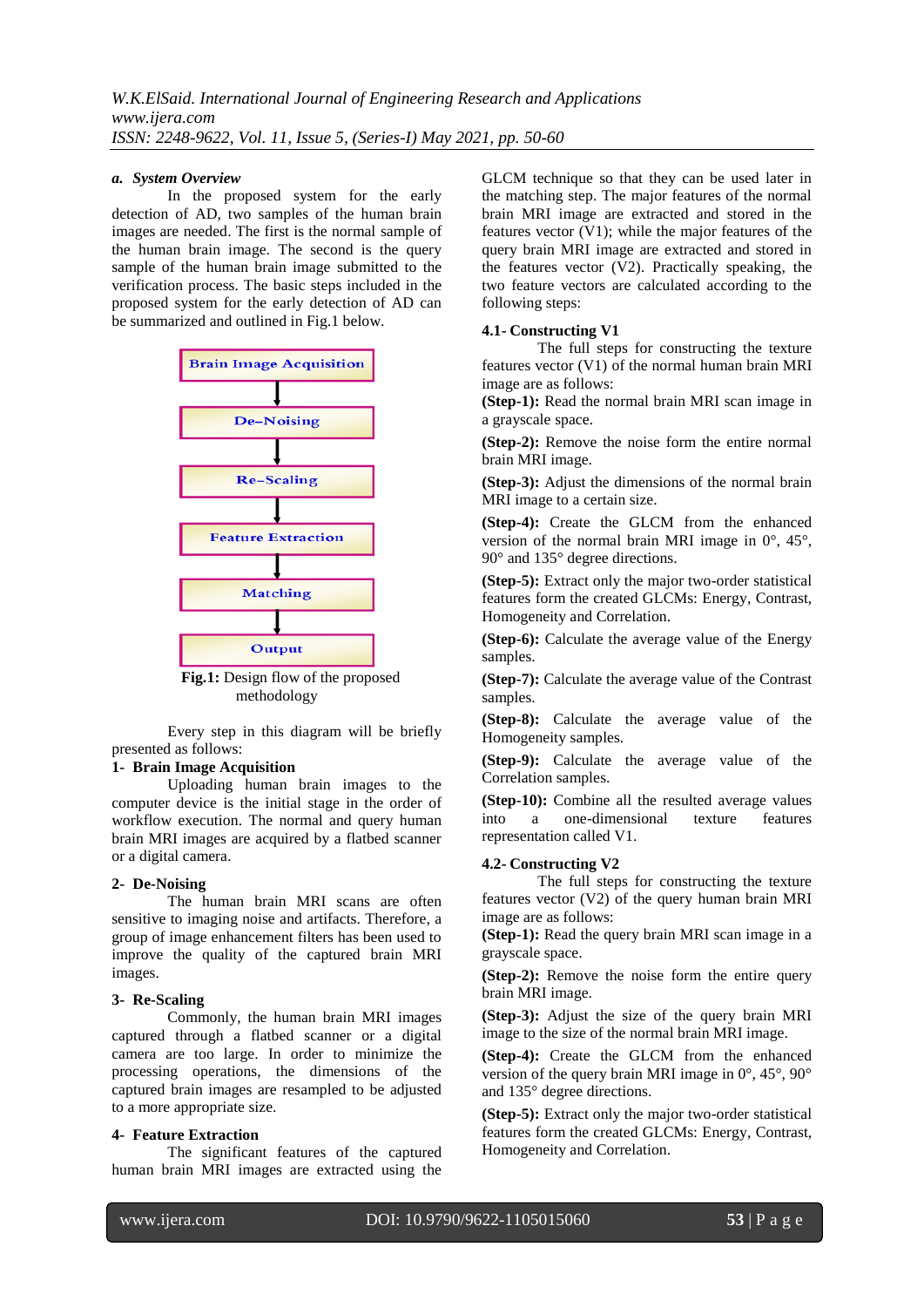### a. System Overview

In the proposed system for the early detection of AD, two samples of the human brain images are needed. The first is the normal sample of the human brain image. The second is the query sample of the human brain image submitted to the verification process. The basic steps included in the proposed system for the early detection of AD can be summarized and outlined in Fig.1 below.

Brain Image Acquisition → De–Noising → Re–Scaling → Feature Extraction → Matching → Output

**Fig.1:** Design flow of the proposed methodology

Every step in this diagram will be briefly presented as follows:

**1- Brain Image Acquisition**

Uploading human brain images to the computer device is the initial stage in the order of workflow execution. The normal and query human brain MRI images are acquired by a flatbed scanner or a digital camera.

**2- De-Noising**

The human brain MRI scans are often sensitive to imaging noise and artifacts. Therefore, a group of image enhancement filters has been used to improve the quality of the captured brain MRI images.

**3- Re-Scaling**

Commonly, the human brain MRI images captured through a flatbed scanner or a digital camera are too large. In order to minimize the processing operations, the dimensions of the captured brain images are resampled to be adjusted to a more appropriate size.

**4- Feature Extraction**

The significant features of the captured human brain MRI images are extracted using the GLCM technique so that they can be used later in the matching step. The major features of the normal brain MRI image are extracted and stored in the features vector (V1); while the major features of the query brain MRI image are extracted and stored in the features vector (V2). Practically speaking, the two feature vectors are calculated according to the following steps:

**4.1- Constructing V1**

The full steps for constructing the texture features vector (V1) of the normal human brain MRI image are as follows:

**(Step-1):** Read the normal brain MRI scan image in a grayscale space.

**(Step-2):** Remove the noise form the entire normal brain MRI image.

**(Step-3):** Adjust the dimensions of the normal brain MRI image to a certain size.

**(Step-4):** Create the GLCM from the enhanced version of the normal brain MRI image in 0°, 45°, 90° and 135° degree directions.

**(Step-5):** Extract only the major two-order statistical features form the created GLCMs: Energy, Contrast, Homogeneity and Correlation.

**(Step-6):** Calculate the average value of the Energy samples.

**(Step-7):** Calculate the average value of the Contrast samples.

**(Step-8):** Calculate the average value of the Homogeneity samples.

**(Step-9):** Calculate the average value of the Correlation samples.

**(Step-10):** Combine all the resulted average values into a one-dimensional texture features representation called V1.

**4.2- Constructing V2**

The full steps for constructing the texture features vector (V2) of the query human brain MRI image are as follows:

**(Step-1):** Read the query brain MRI scan image in a grayscale space.

**(Step-2):** Remove the noise form the entire query brain MRI image.

**(Step-3):** Adjust the size of the query brain MRI image to the size of the normal brain MRI image.

**(Step-4):** Create the GLCM from the enhanced version of the query brain MRI image in 0°, 45°, 90° and 135° degree directions.

**(Step-5):** Extract only the major two-order statistical features form the created GLCMs: Energy, Contrast, Homogeneity and Correlation.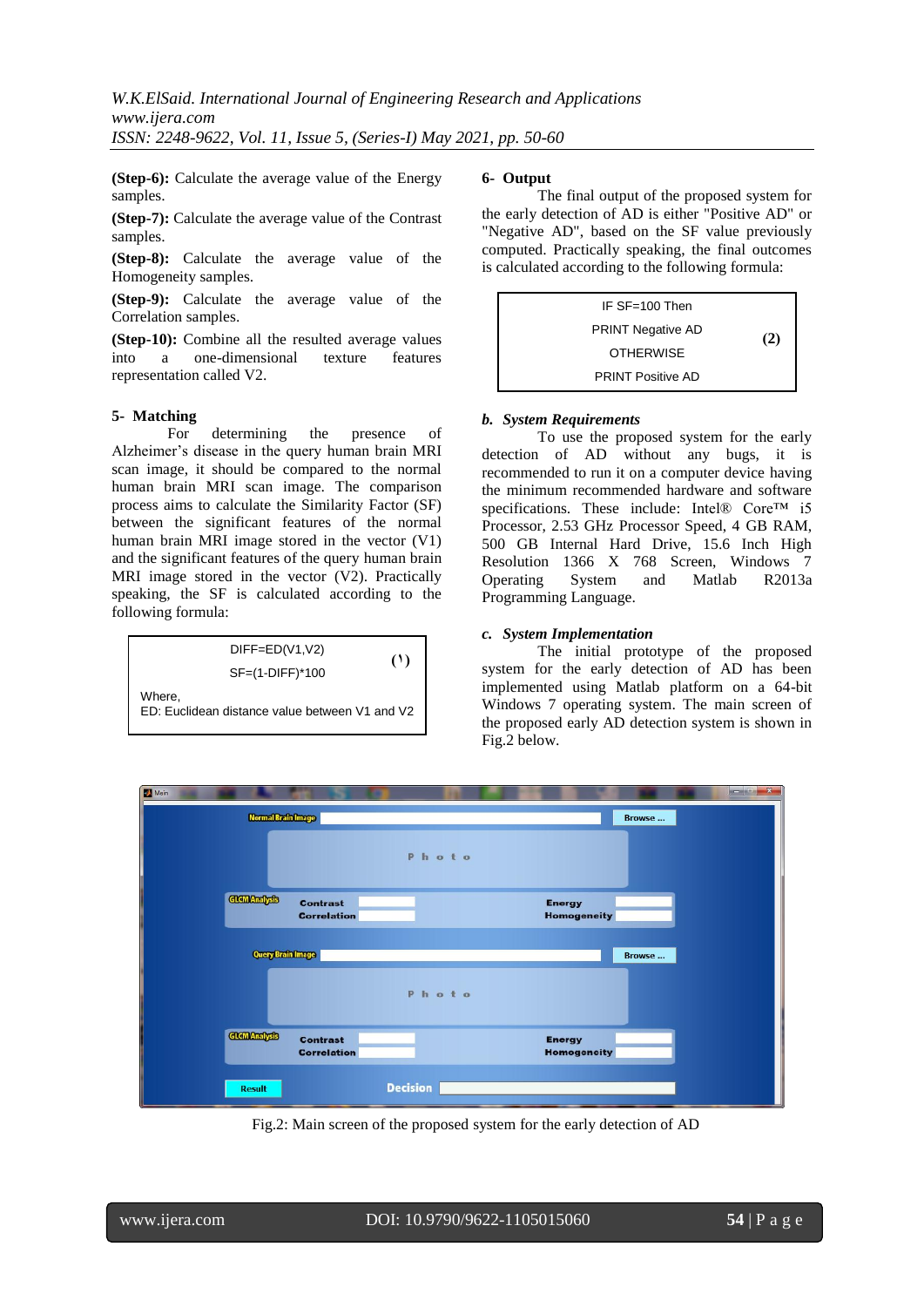**(Step-6):** Calculate the average value of the Energy samples.

**(Step-7):** Calculate the average value of the Contrast samples.

**(Step-8):** Calculate the average value of the Homogeneity samples.

**(Step-9):** Calculate the average value of the Correlation samples.

**(Step-10):** Combine all the resulted average values into a one-dimensional texture features representation called V2.

### 5- Matching

For determining the presence of Alzheimer's disease in the query human brain MRI scan image, it should be compared to the normal human brain MRI scan image. The comparison process aims to calculate the Similarity Factor (SF) between the significant features of the normal human brain MRI image stored in the vector (V1) and the significant features of the query human brain MRI image stored in the vector (V2). Practically speaking, the SF is calculated according to the following formula:

$$DIFF=ED(V1,V2)$$
$$SF=(1-DIFF)*100 \quad (1)$$

Where,
ED: Euclidean distance value between V1 and V2

### 6- Output

The final output of the proposed system for the early detection of AD is either "Positive AD" or "Negative AD", based on the SF value previously computed. Practically speaking, the final outcomes is calculated according to the following formula:

```
IF SF=100 Then
PRINT Negative AD
OTHERWISE
PRINT Positive AD
```
(2)

### *b. System Requirements*

To use the proposed system for the early detection of AD without any bugs, it is recommended to run it on a computer device having the minimum recommended hardware and software specifications. These include: Intel® Core™ i5 Processor, 2.53 GHz Processor Speed, 4 GB RAM, 500 GB Internal Hard Drive, 15.6 Inch High Resolution 1366 X 768 Screen, Windows 7 Operating System and Matlab R2013a Programming Language.

### *c. System Implementation*

The initial prototype of the proposed system for the early detection of AD has been implemented using Matlab platform on a 64-bit Windows 7 operating system. The main screen of the proposed early AD detection system is shown in Fig.2 below.

Fig.2: Main screen of the proposed system for the early detection of AD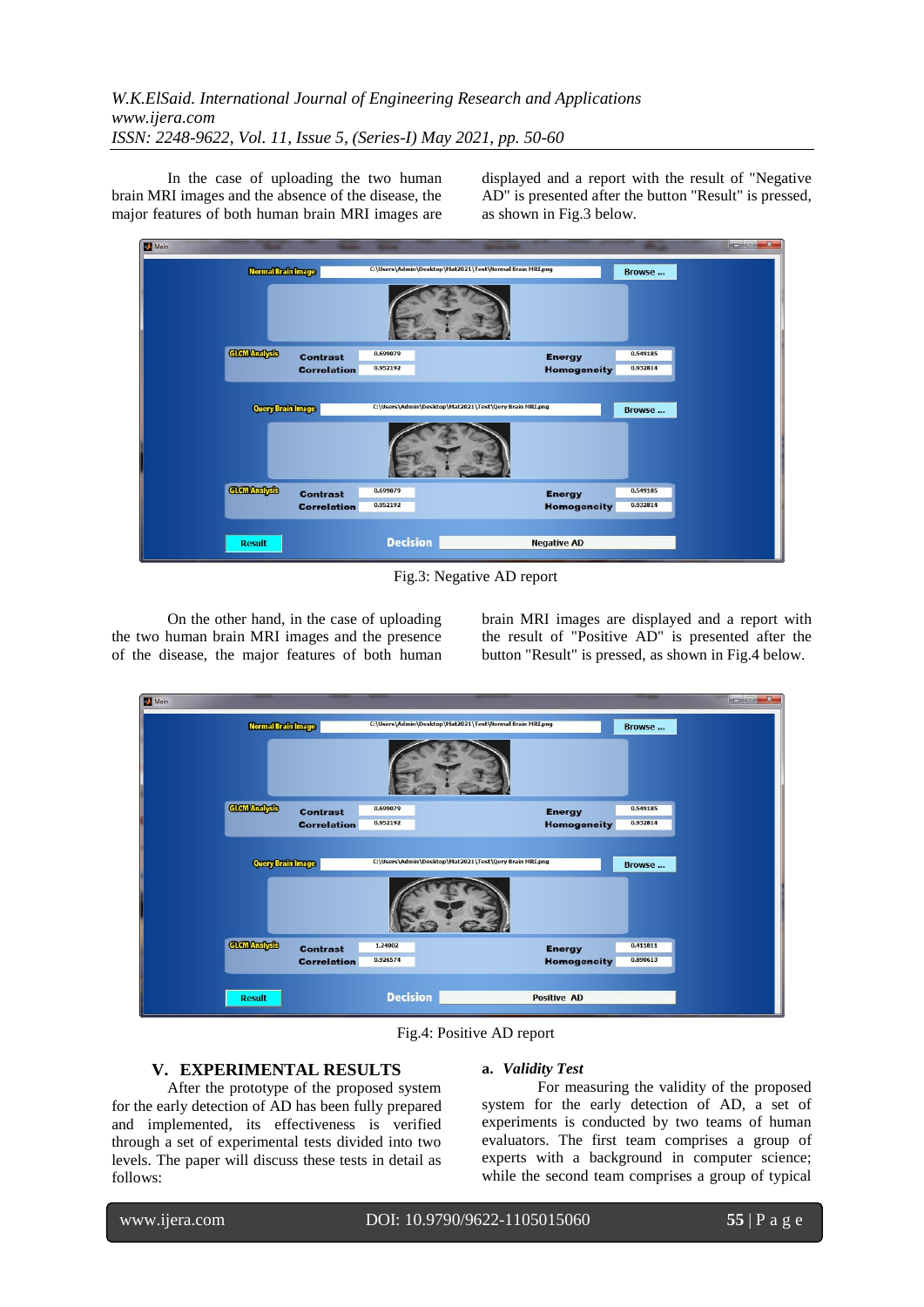In the case of uploading the two human brain MRI images and the absence of the disease, the major features of both human brain MRI images are displayed and a report with the result of "Negative AD" is presented after the button "Result" is pressed, as shown in Fig.3 below.

Fig.3: Negative AD report

On the other hand, in the case of uploading the two human brain MRI images and the presence of the disease, the major features of both human brain MRI images are displayed and a report with the result of "Positive AD" is presented after the button "Result" is pressed, as shown in Fig.4 below.

Fig.4: Positive AD report

## V. EXPERIMENTAL RESULTS

After the prototype of the proposed system for the early detection of AD has been fully prepared and implemented, its effectiveness is verified through a set of experimental tests divided into two levels. The paper will discuss these tests in detail as follows:

### a. *Validity Test*

For measuring the validity of the proposed system for the early detection of AD, a set of experiments is conducted by two teams of human evaluators. The first team comprises a group of experts with a background in computer science; while the second team comprises a group of typical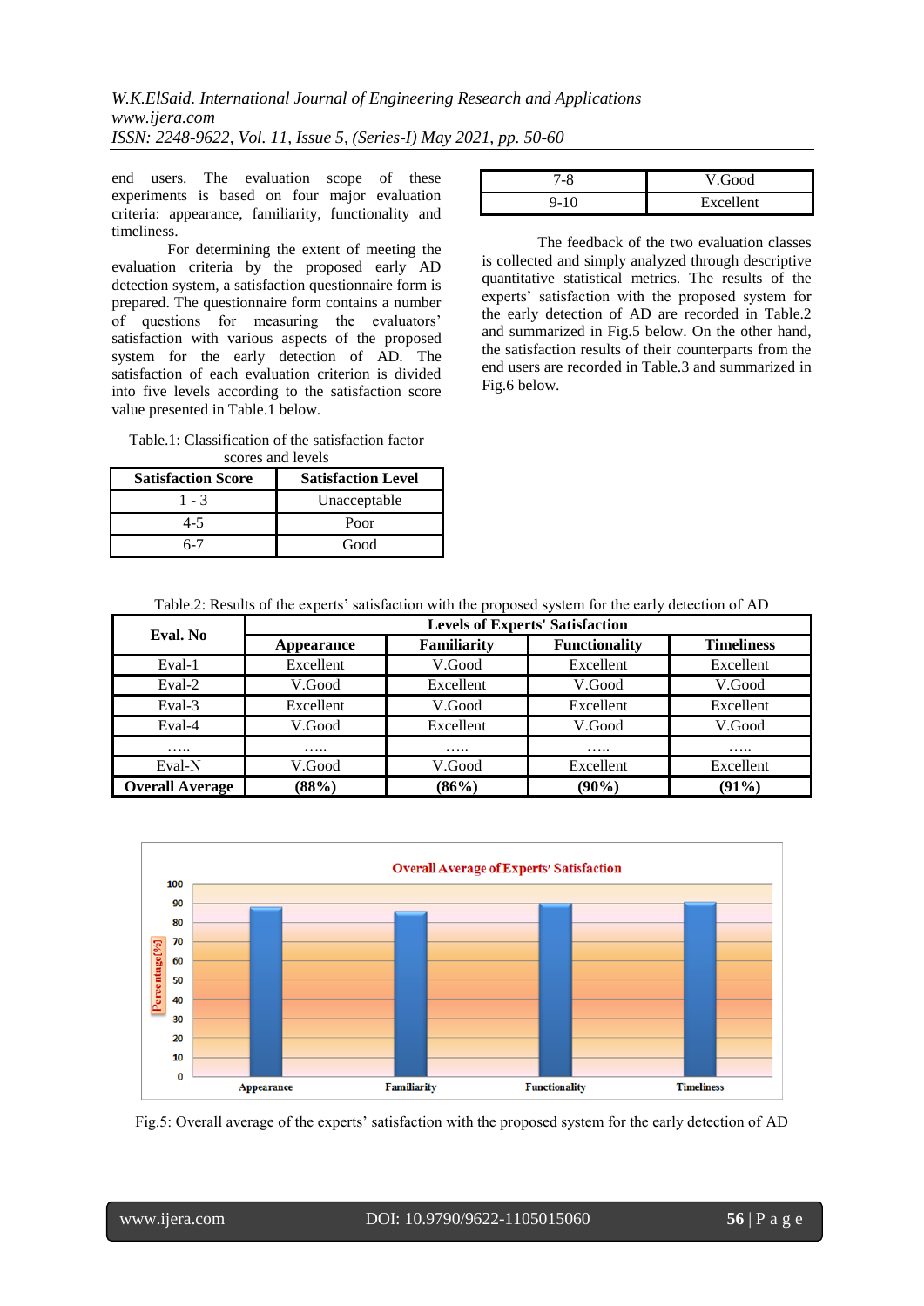end users. The evaluation scope of these experiments is based on four major evaluation criteria: appearance, familiarity, functionality and timeliness.

For determining the extent of meeting the evaluation criteria by the proposed early AD detection system, a satisfaction questionnaire form is prepared. The questionnaire form contains a number of questions for measuring the evaluators' satisfaction with various aspects of the proposed system for the early detection of AD. The satisfaction of each evaluation criterion is divided into five levels according to the satisfaction score value presented in Table.1 below.

Table.1: Classification of the satisfaction factor scores and levels

| Satisfaction Score | Satisfaction Level |
|---|---|
| 1 - 3 | Unacceptable |
| 4-5 | Poor |
| 6-7 | Good |
| 7-8 | V.Good |
| 9-10 | Excellent |

The feedback of the two evaluation classes is collected and simply analyzed through descriptive quantitative statistical metrics. The results of the experts' satisfaction with the proposed system for the early detection of AD are recorded in Table.2 and summarized in Fig.5 below. On the other hand, the satisfaction results of their counterparts from the end users are recorded in Table.3 and summarized in Fig.6 below.

Table.2: Results of the experts' satisfaction with the proposed system for the early detection of AD

| Eval. No | Levels of Experts' Satisfaction | | | |
|---|---|---|---|---|
| | **Appearance** | **Familiarity** | **Functionality** | **Timeliness** |
| Eval-1 | Excellent | V.Good | Excellent | Excellent |
| Eval-2 | V.Good | Excellent | V.Good | V.Good |
| Eval-3 | Excellent | V.Good | Excellent | Excellent |
| Eval-4 | V.Good | Excellent | V.Good | V.Good |
| ….. | ….. | ….. | ….. | ….. |
| Eval-N | V.Good | V.Good | Excellent | Excellent |
| **Overall Average** | **(88%)** | **(86%)** | **(90%)** | **(91%)** |

Fig.5: Overall average of the experts' satisfaction with the proposed system for the early detection of AD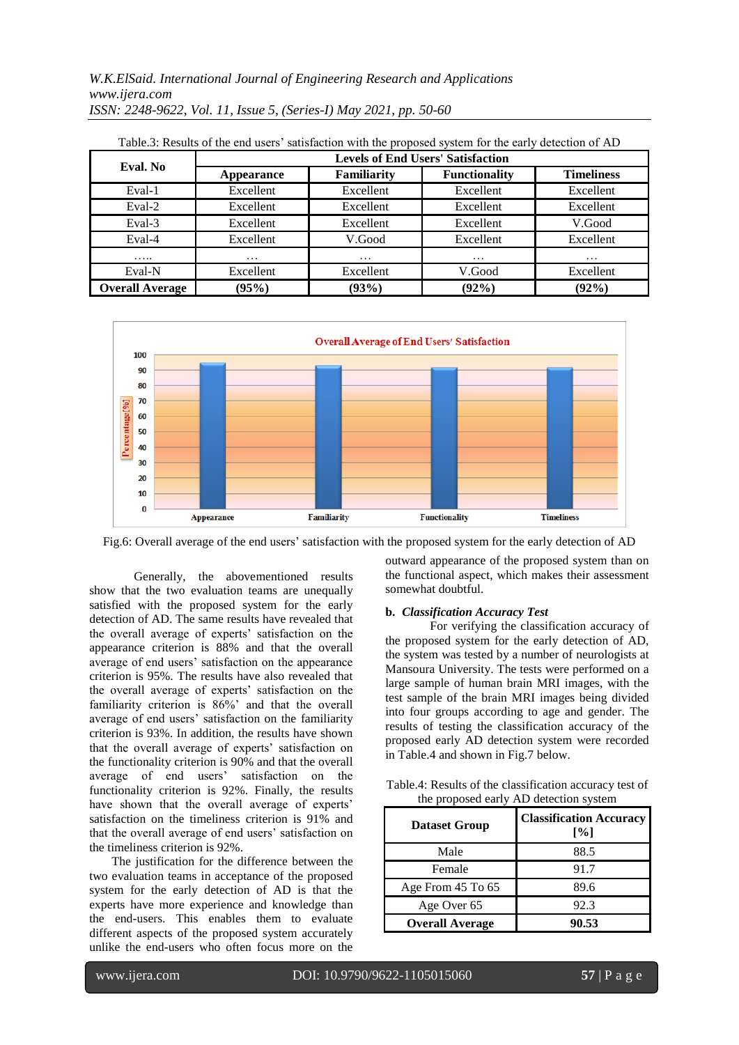Table.3: Results of the end users' satisfaction with the proposed system for the early detection of AD

| Eval. No | Levels of End Users' Satisfaction | | | |
|---|---|---|---|---|
| | Appearance | Familiarity | Functionality | Timeliness |
| Eval-1 | Excellent | Excellent | Excellent | Excellent |
| Eval-2 | Excellent | Excellent | Excellent | Excellent |
| Eval-3 | Excellent | Excellent | Excellent | V.Good |
| Eval-4 | Excellent | V.Good | Excellent | Excellent |
| ….. | … | … | … | … |
| Eval-N | Excellent | Excellent | V.Good | Excellent |
| **Overall Average** | **(95%)** | **(93%)** | **(92%)** | **(92%)** |

Fig.6: Overall average of the end users' satisfaction with the proposed system for the early detection of AD

Generally, the abovementioned results show that the two evaluation teams are unequally satisfied with the proposed system for the early detection of AD. The same results have revealed that the overall average of experts' satisfaction on the appearance criterion is 88% and that the overall average of end users' satisfaction on the appearance criterion is 95%. The results have also revealed that the overall average of experts' satisfaction on the familiarity criterion is 86%' and that the overall average of end users' satisfaction on the familiarity criterion is 93%. In addition, the results have shown that the overall average of experts' satisfaction on the functionality criterion is 90% and that the overall average of end users' satisfaction on the functionality criterion is 92%. Finally, the results have shown that the overall average of experts' satisfaction on the timeliness criterion is 91% and that the overall average of end users' satisfaction on the timeliness criterion is 92%.

The justification for the difference between the two evaluation teams in acceptance of the proposed system for the early detection of AD is that the experts have more experience and knowledge than the end-users. This enables them to evaluate different aspects of the proposed system accurately unlike the end-users who often focus more on the outward appearance of the proposed system than on the functional aspect, which makes their assessment somewhat doubtful.

### b. *Classification Accuracy Test*

For verifying the classification accuracy of the proposed system for the early detection of AD, the system was tested by a number of neurologists at Mansoura University. The tests were performed on a large sample of human brain MRI images, with the test sample of the brain MRI images being divided into four groups according to age and gender. The results of testing the classification accuracy of the proposed early AD detection system were recorded in Table.4 and shown in Fig.7 below.

Table.4: Results of the classification accuracy test of the proposed early AD detection system

| Dataset Group | Classification Accuracy [%] |
|---|---|
| Male | 88.5 |
| Female | 91.7 |
| Age From 45 To 65 | 89.6 |
| Age Over 65 | 92.3 |
| **Overall Average** | **90.53** |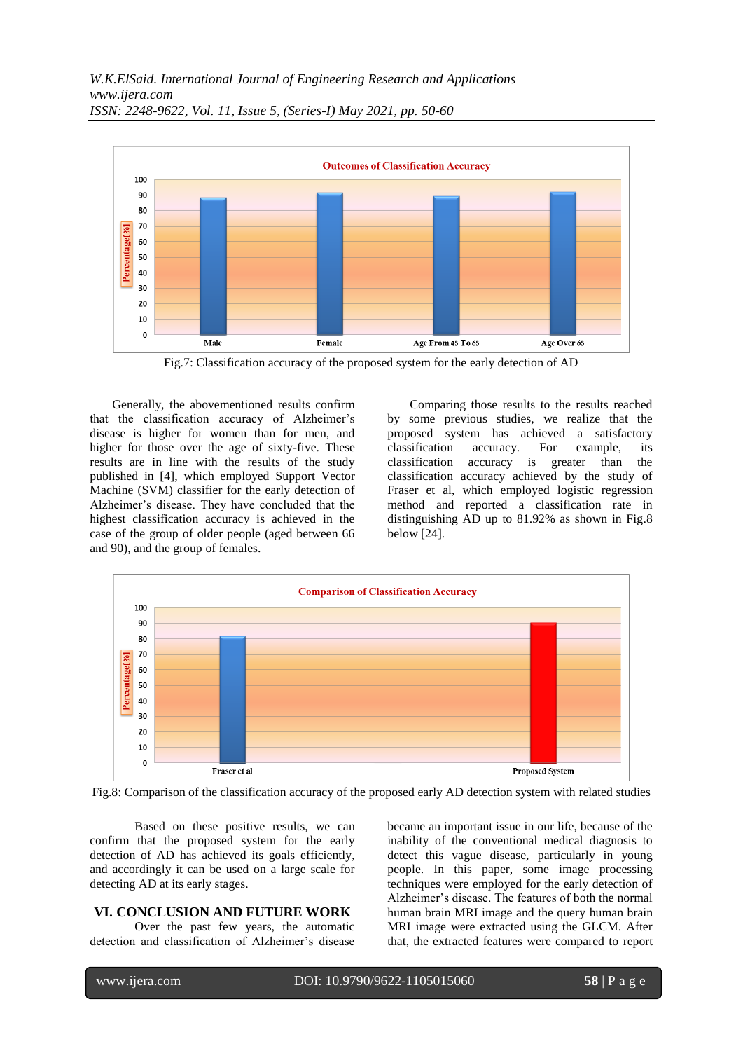Fig.7: Classification accuracy of the proposed system for the early detection of AD

Generally, the abovementioned results confirm that the classification accuracy of Alzheimer's disease is higher for women than for men, and higher for those over the age of sixty-five. These results are in line with the results of the study published in [4], which employed Support Vector Machine (SVM) classifier for the early detection of Alzheimer's disease. They have concluded that the highest classification accuracy is achieved in the case of the group of older people (aged between 66 and 90), and the group of females.

Comparing those results to the results reached by some previous studies, we realize that the proposed system has achieved a satisfactory classification accuracy. For example, its classification accuracy is greater than the classification accuracy achieved by the study of Fraser et al, which employed logistic regression method and reported a classification rate in distinguishing AD up to 81.92% as shown in Fig.8 below [24].

Fig.8: Comparison of the classification accuracy of the proposed early AD detection system with related studies

Based on these positive results, we can confirm that the proposed system for the early detection of AD has achieved its goals efficiently, and accordingly it can be used on a large scale for detecting AD at its early stages.

## VI. CONCLUSION AND FUTURE WORK

Over the past few years, the automatic detection and classification of Alzheimer's disease became an important issue in our life, because of the inability of the conventional medical diagnosis to detect this vague disease, particularly in young people. In this paper, some image processing techniques were employed for the early detection of Alzheimer's disease. The features of both the normal human brain MRI image and the query human brain MRI image were extracted using the GLCM. After that, the extracted features were compared to report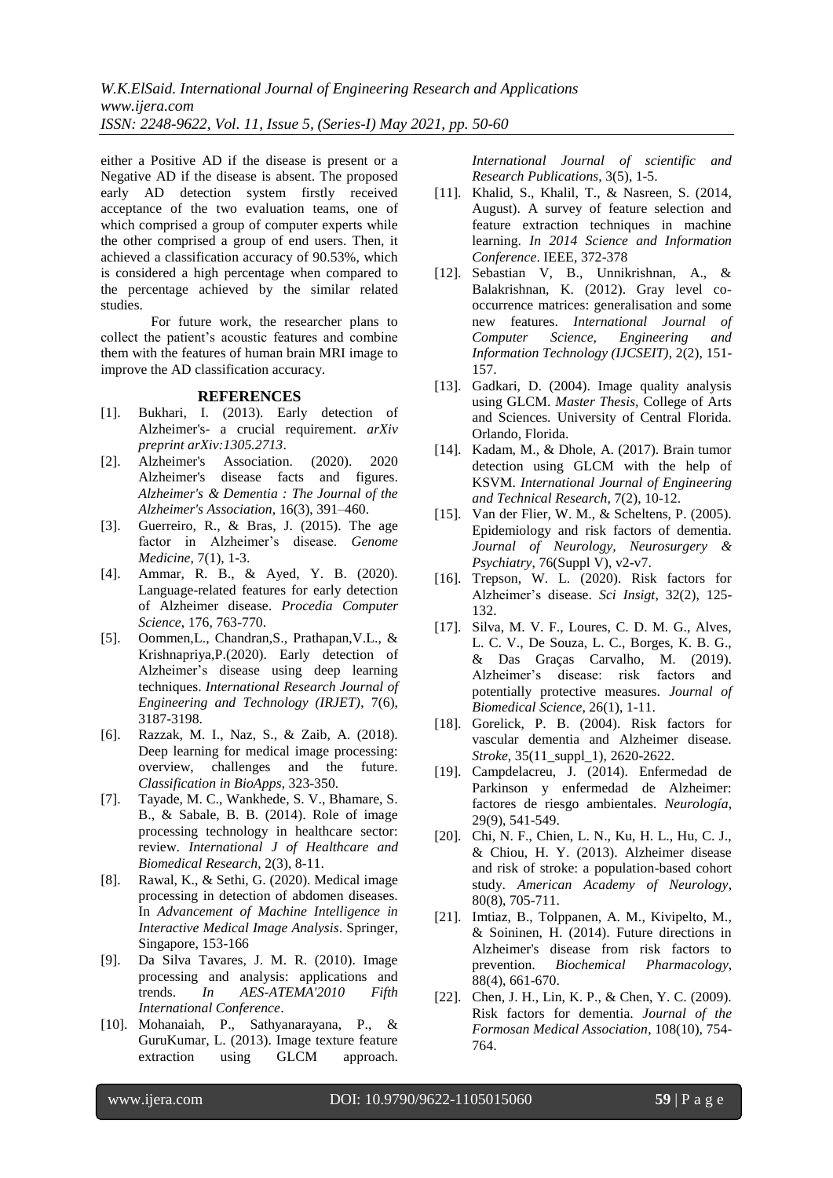either a Positive AD if the disease is present or a Negative AD if the disease is absent. The proposed early AD detection system firstly received acceptance of the two evaluation teams, one of which comprised a group of computer experts while the other comprised a group of end users. Then, it achieved a classification accuracy of 90.53%, which is considered a high percentage when compared to the percentage achieved by the similar related studies.

For future work, the researcher plans to collect the patient's acoustic features and combine them with the features of human brain MRI image to improve the AD classification accuracy.

## REFERENCES

[1]. Bukhari, I. (2013). Early detection of Alzheimer's- a crucial requirement. *arXiv preprint arXiv:1305.2713*.

[2]. Alzheimer's Association. (2020). 2020 Alzheimer's disease facts and figures. *Alzheimer's & Dementia : The Journal of the Alzheimer's Association*, 16(3), 391–460.

[3]. Guerreiro, R., & Bras, J. (2015). The age factor in Alzheimer's disease. *Genome Medicine*, 7(1), 1-3.

[4]. Ammar, R. B., & Ayed, Y. B. (2020). Language-related features for early detection of Alzheimer disease. *Procedia Computer Science*, 176, 763-770.

[5]. Oommen,L., Chandran,S., Prathapan,V.L., & Krishnapriya,P.(2020). Early detection of Alzheimer's disease using deep learning techniques. *International Research Journal of Engineering and Technology (IRJET)*, 7(6), 3187-3198.

[6]. Razzak, M. I., Naz, S., & Zaib, A. (2018). Deep learning for medical image processing: overview, challenges and the future. *Classification in BioApps*, 323-350.

[7]. Tayade, M. C., Wankhede, S. V., Bhamare, S. B., & Sabale, B. B. (2014). Role of image processing technology in healthcare sector: review. *International J of Healthcare and Biomedical Research*, 2(3), 8-11.

[8]. Rawal, K., & Sethi, G. (2020). Medical image processing in detection of abdomen diseases. In *Advancement of Machine Intelligence in Interactive Medical Image Analysis*. Springer, Singapore, 153-166

[9]. Da Silva Tavares, J. M. R. (2010). Image processing and analysis: applications and trends. *In AES-ATEMA'2010 Fifth International Conference*.

[10]. Mohanaiah, P., Sathyanarayana, P., & GuruKumar, L. (2013). Image texture feature extraction using GLCM approach. *International Journal of scientific and Research Publications*, 3(5), 1-5.

[11]. Khalid, S., Khalil, T., & Nasreen, S. (2014, August). A survey of feature selection and feature extraction techniques in machine learning. *In 2014 Science and Information Conference*. IEEE, 372-378

[12]. Sebastian V, B., Unnikrishnan, A., & Balakrishnan, K. (2012). Gray level co-occurrence matrices: generalisation and some new features. *International Journal of Computer Science, Engineering and Information Technology (IJCSEIT)*, 2(2), 151-157.

[13]. Gadkari, D. (2004). Image quality analysis using GLCM. *Master Thesis*, College of Arts and Sciences. University of Central Florida. Orlando, Florida.

[14]. Kadam, M., & Dhole, A. (2017). Brain tumor detection using GLCM with the help of KSVM. *International Journal of Engineering and Technical Research*, 7(2), 10-12.

[15]. Van der Flier, W. M., & Scheltens, P. (2005). Epidemiology and risk factors of dementia. *Journal of Neurology, Neurosurgery & Psychiatry*, 76(Suppl V), v2-v7.

[16]. Trepson, W. L. (2020). Risk factors for Alzheimer's disease. *Sci Insigt*, 32(2), 125-132.

[17]. Silva, M. V. F., Loures, C. D. M. G., Alves, L. C. V., De Souza, L. C., Borges, K. B. G., & Das Graças Carvalho, M. (2019). Alzheimer's disease: risk factors and potentially protective measures. *Journal of Biomedical Science*, 26(1), 1-11.

[18]. Gorelick, P. B. (2004). Risk factors for vascular dementia and Alzheimer disease. *Stroke*, 35(11_suppl_1), 2620-2622.

[19]. Campdelacreu, J. (2014). Enfermedad de Parkinson y enfermedad de Alzheimer: factores de riesgo ambientales. *Neurología*, 29(9), 541-549.

[20]. Chi, N. F., Chien, L. N., Ku, H. L., Hu, C. J., & Chiou, H. Y. (2013). Alzheimer disease and risk of stroke: a population-based cohort study. *American Academy of Neurology*, 80(8), 705-711.

[21]. Imtiaz, B., Tolppanen, A. M., Kivipelto, M., & Soininen, H. (2014). Future directions in Alzheimer's disease from risk factors to prevention. *Biochemical Pharmacology*, 88(4), 661-670.

[22]. Chen, J. H., Lin, K. P., & Chen, Y. C. (2009). Risk factors for dementia. *Journal of the Formosan Medical Association*, 108(10), 754-764.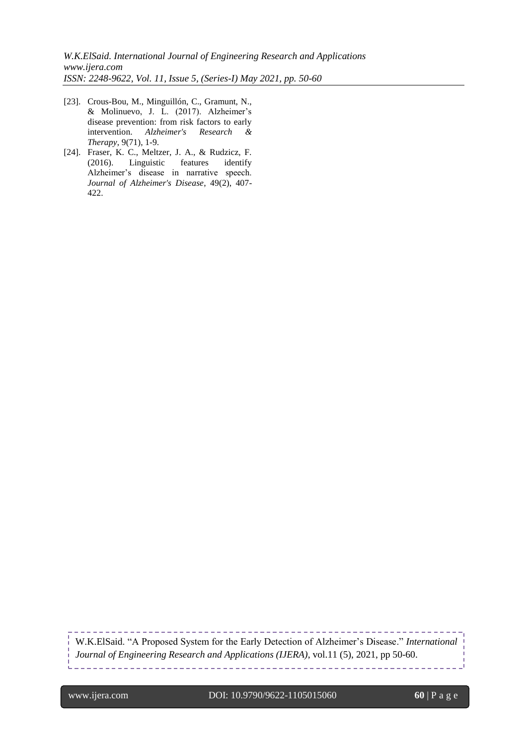[23]. Crous-Bou, M., Minguillón, C., Gramunt, N., & Molinuevo, J. L. (2017). Alzheimer's disease prevention: from risk factors to early intervention. *Alzheimer's Research & Therapy*, 9(71), 1-9.

[24]. Fraser, K. C., Meltzer, J. A., & Rudzicz, F. (2016). Linguistic features identify Alzheimer's disease in narrative speech. *Journal of Alzheimer's Disease*, 49(2), 407-422.

W.K.ElSaid. "A Proposed System for the Early Detection of Alzheimer's Disease." *International Journal of Engineering Research and Applications (IJERA)*, vol.11 (5), 2021, pp 50-60.